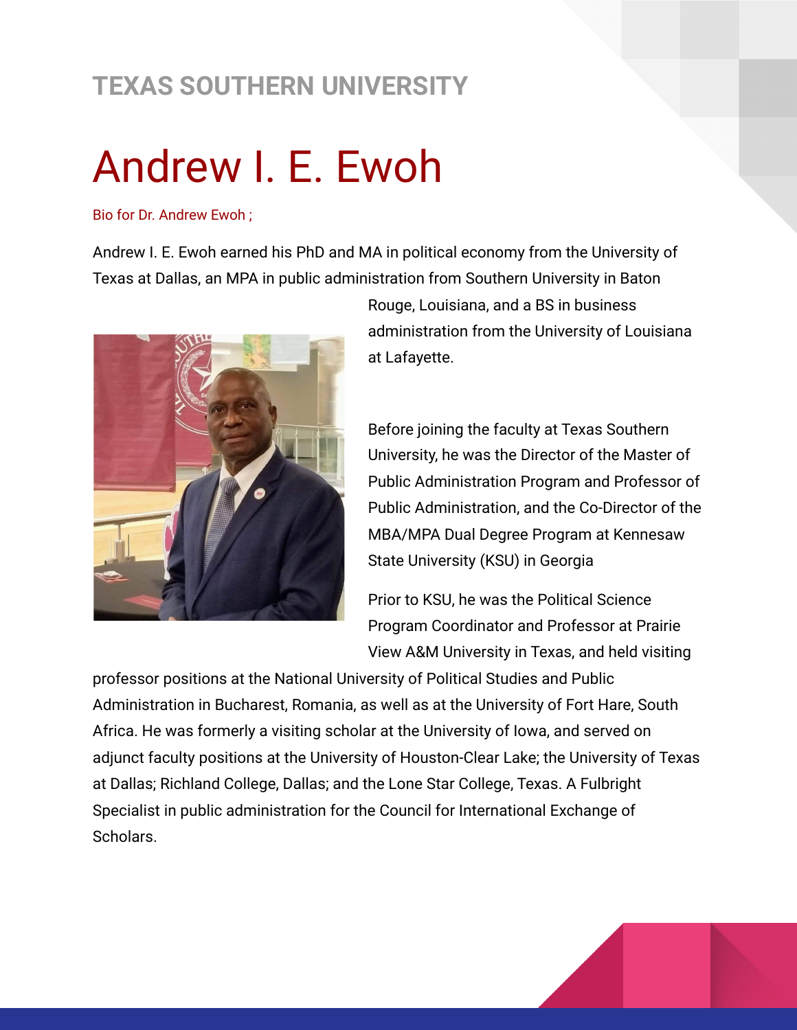TEXAS SOUTHERN UNIVERSITY

# Andrew I. E. Ewoh

Bio for Dr. Andrew Ewoh ;

Andrew I. E. Ewoh earned his PhD and MA in political economy from the University of Texas at Dallas, an MPA in public administration from Southern University in Baton Rouge, Louisiana, and a BS in business administration from the University of Louisiana at Lafayette.

Before joining the faculty at Texas Southern University, he was the Director of the Master of Public Administration Program and Professor of Public Administration, and the Co-Director of the MBA/MPA Dual Degree Program at Kennesaw State University (KSU) in Georgia

Prior to KSU, he was the Political Science Program Coordinator and Professor at Prairie View A&M University in Texas, and held visiting professor positions at the National University of Political Studies and Public Administration in Bucharest, Romania, as well as at the University of Fort Hare, South Africa. He was formerly a visiting scholar at the University of Iowa, and served on adjunct faculty positions at the University of Houston-Clear Lake; the University of Texas at Dallas; Richland College, Dallas; and the Lone Star College, Texas. A Fulbright Specialist in public administration for the Council for International Exchange of Scholars.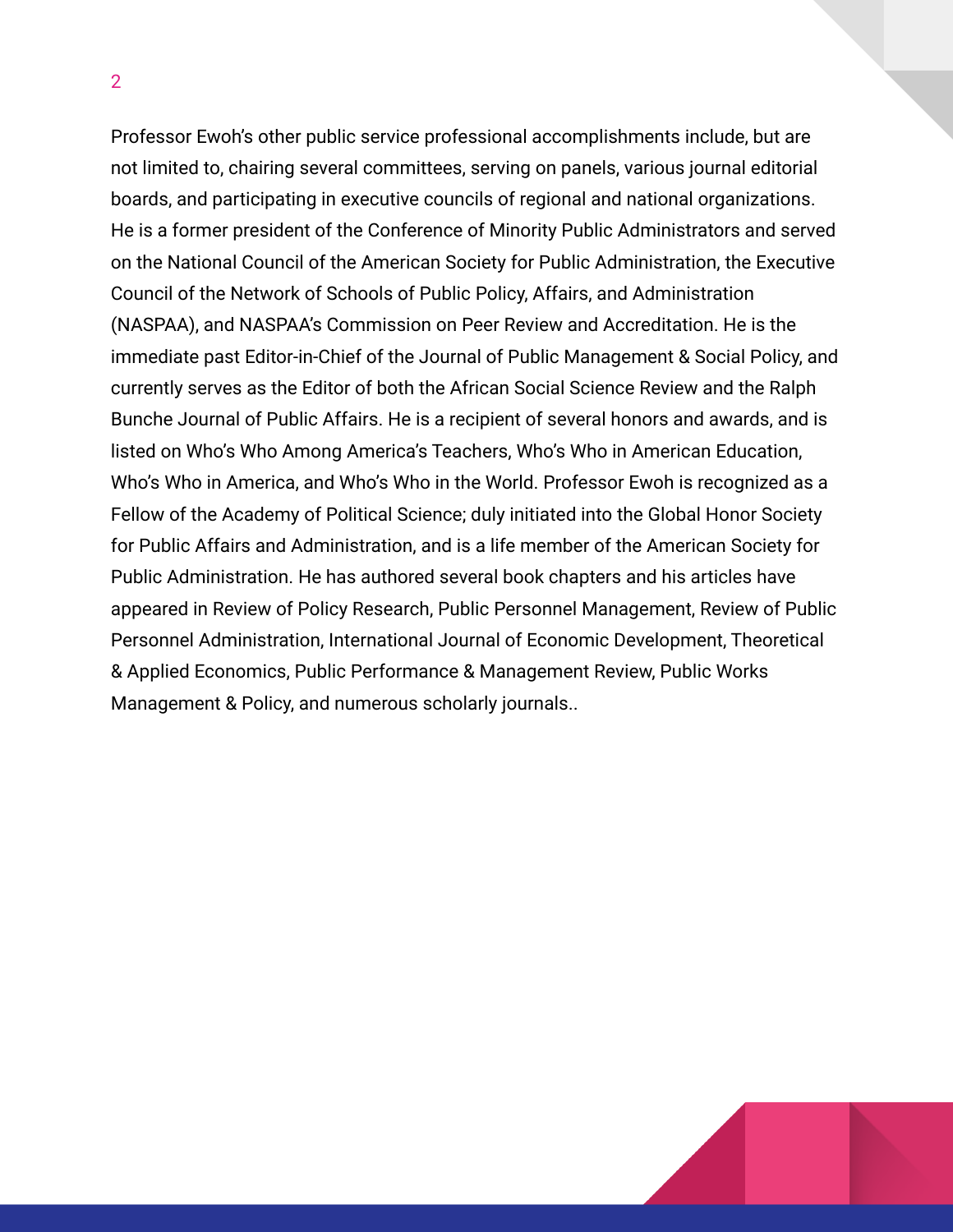Professor Ewoh's other public service professional accomplishments include, but are not limited to, chairing several committees, serving on panels, various journal editorial boards, and participating in executive councils of regional and national organizations. He is a former president of the Conference of Minority Public Administrators and served on the National Council of the American Society for Public Administration, the Executive Council of the Network of Schools of Public Policy, Affairs, and Administration (NASPAA), and NASPAA's Commission on Peer Review and Accreditation. He is the immediate past Editor-in-Chief of the Journal of Public Management & Social Policy, and currently serves as the Editor of both the African Social Science Review and the Ralph Bunche Journal of Public Affairs. He is a recipient of several honors and awards, and is listed on Who's Who Among America's Teachers, Who's Who in American Education, Who's Who in America, and Who's Who in the World. Professor Ewoh is recognized as a Fellow of the Academy of Political Science; duly initiated into the Global Honor Society for Public Affairs and Administration, and is a life member of the American Society for Public Administration. He has authored several book chapters and his articles have appeared in Review of Policy Research, Public Personnel Management, Review of Public Personnel Administration, International Journal of Economic Development, Theoretical & Applied Economics, Public Performance & Management Review, Public Works Management & Policy, and numerous scholarly journals..